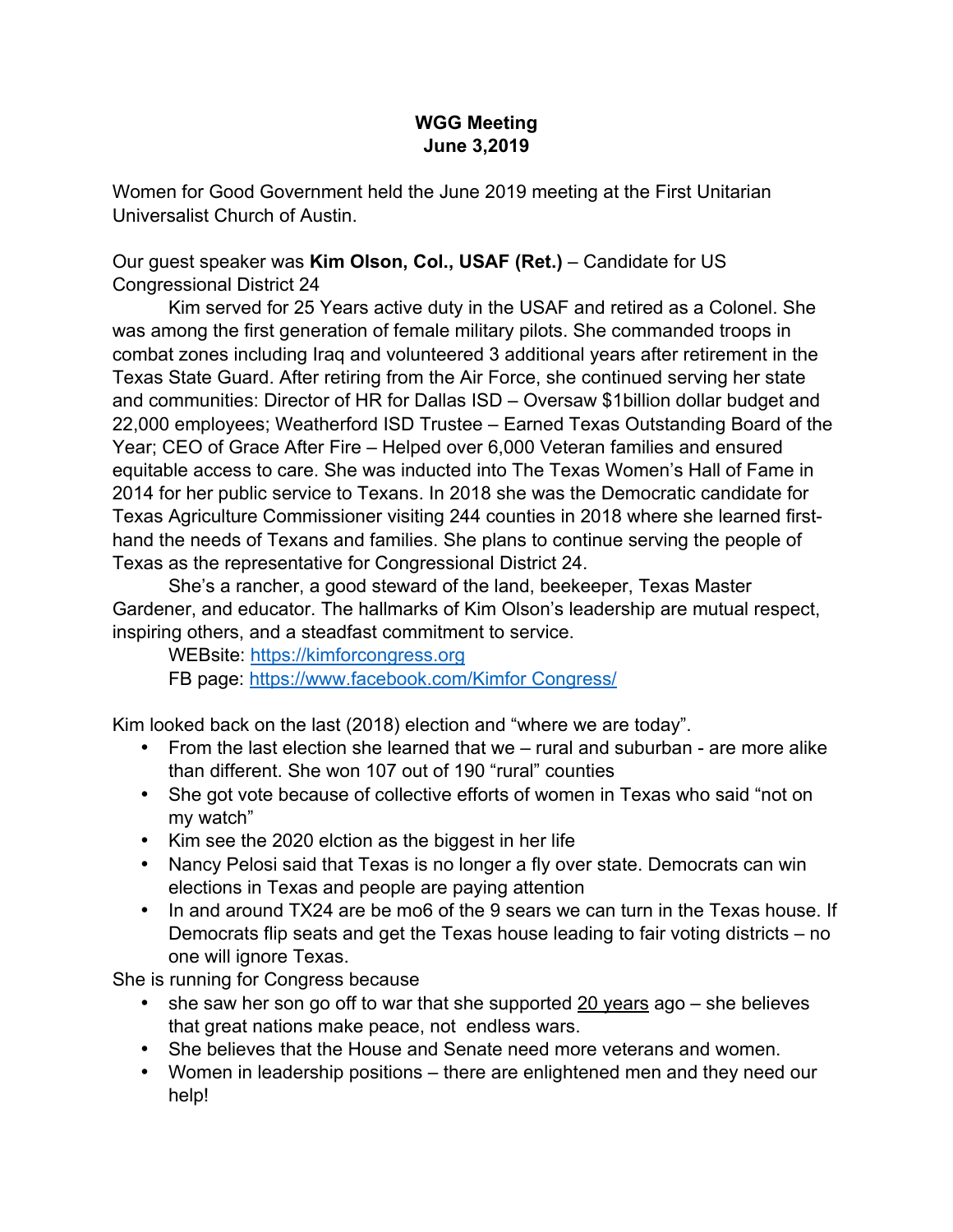**WGG Meeting**
**June 3,2019**

Women for Good Government held the June 2019 meeting at the First Unitarian Universalist Church of Austin.

Our guest speaker was **Kim Olson, Col., USAF (Ret.)** – Candidate for US Congressional District 24

Kim served for 25 Years active duty in the USAF and retired as a Colonel. She was among the first generation of female military pilots. She commanded troops in combat zones including Iraq and volunteered 3 additional years after retirement in the Texas State Guard. After retiring from the Air Force, she continued serving her state and communities: Director of HR for Dallas ISD – Oversaw $1billion dollar budget and 22,000 employees; Weatherford ISD Trustee – Earned Texas Outstanding Board of the Year; CEO of Grace After Fire – Helped over 6,000 Veteran families and ensured equitable access to care. She was inducted into The Texas Women's Hall of Fame in 2014 for her public service to Texans. In 2018 she was the Democratic candidate for Texas Agriculture Commissioner visiting 244 counties in 2018 where she learned first-hand the needs of Texans and families. She plans to continue serving the people of Texas as the representative for Congressional District 24.

She's a rancher, a good steward of the land, beekeeper, Texas Master Gardener, and educator. The hallmarks of Kim Olson's leadership are mutual respect, inspiring others, and a steadfast commitment to service.

WEBsite: [https://kimforcongress.org](https://kimforcongress.org)

FB page: [https://www.facebook.com/Kimfor Congress/](https://www.facebook.com/KimforCongress/)

Kim looked back on the last (2018) election and "where we are today".

- From the last election she learned that we – rural and suburban - are more alike than different. She won 107 out of 190 "rural" counties
- She got vote because of collective efforts of women in Texas who said "not on my watch"
- Kim see the 2020 elction as the biggest in her life
- Nancy Pelosi said that Texas is no longer a fly over state. Democrats can win elections in Texas and people are paying attention
- In and around TX24 are be mo6 of the 9 sears we can turn in the Texas house. If Democrats flip seats and get the Texas house leading to fair voting districts – no one will ignore Texas.

She is running for Congress because

- she saw her son go off to war that she supported <u>20 years</u> ago – she believes that great nations make peace, not endless wars.
- She believes that the House and Senate need more veterans and women.
- Women in leadership positions – there are enlightened men and they need our help!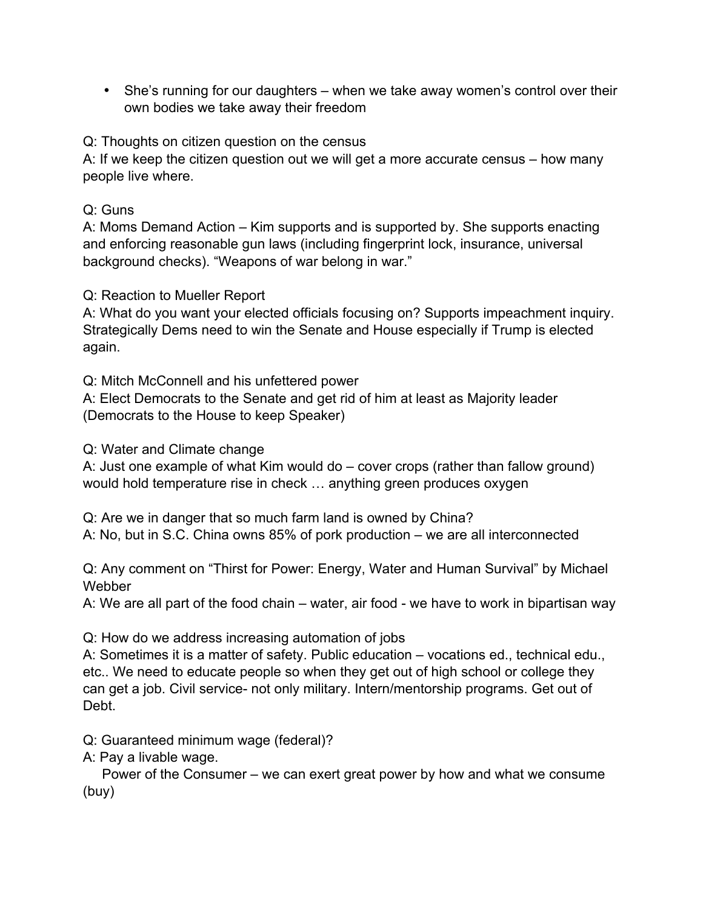- She's running for our daughters – when we take away women's control over their own bodies we take away their freedom

Q: Thoughts on citizen question on the census
A: If we keep the citizen question out we will get a more accurate census – how many people live where.

Q: Guns
A: Moms Demand Action – Kim supports and is supported by. She supports enacting and enforcing reasonable gun laws (including fingerprint lock, insurance, universal background checks). "Weapons of war belong in war."

Q: Reaction to Mueller Report
A: What do you want your elected officials focusing on? Supports impeachment inquiry. Strategically Dems need to win the Senate and House especially if Trump is elected again.

Q: Mitch McConnell and his unfettered power
A: Elect Democrats to the Senate and get rid of him at least as Majority leader (Democrats to the House to keep Speaker)

Q: Water and Climate change
A: Just one example of what Kim would do – cover crops (rather than fallow ground) would hold temperature rise in check … anything green produces oxygen

Q: Are we in danger that so much farm land is owned by China?
A: No, but in S.C. China owns 85% of pork production – we are all interconnected

Q: Any comment on "Thirst for Power: Energy, Water and Human Survival" by Michael Webber
A: We are all part of the food chain – water, air food - we have to work in bipartisan way

Q: How do we address increasing automation of jobs
A: Sometimes it is a matter of safety. Public education – vocations ed., technical edu., etc.. We need to educate people so when they get out of high school or college they can get a job. Civil service- not only military. Intern/mentorship programs. Get out of Debt.

Q: Guaranteed minimum wage (federal)?
A: Pay a livable wage.

Power of the Consumer – we can exert great power by how and what we consume (buy)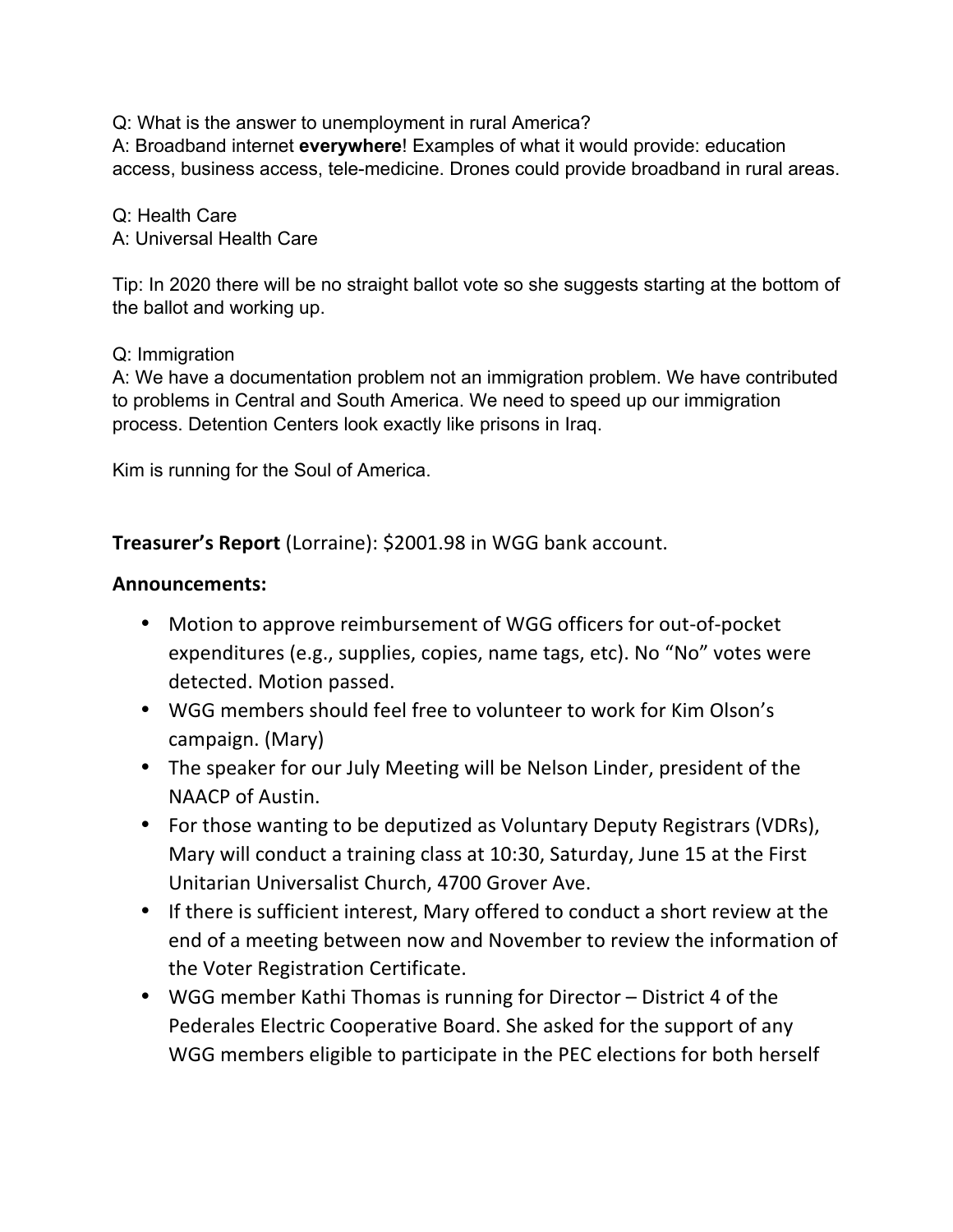Q: What is the answer to unemployment in rural America?
A: Broadband internet **everywhere**! Examples of what it would provide: education access, business access, tele-medicine. Drones could provide broadband in rural areas.

Q: Health Care
A: Universal Health Care

Tip: In 2020 there will be no straight ballot vote so she suggests starting at the bottom of the ballot and working up.

Q: Immigration
A: We have a documentation problem not an immigration problem. We have contributed to problems in Central and South America. We need to speed up our immigration process. Detention Centers look exactly like prisons in Iraq.

Kim is running for the Soul of America.

**Treasurer's Report** (Lorraine): $2001.98 in WGG bank account.

**Announcements:**

- Motion to approve reimbursement of WGG officers for out-of-pocket expenditures (e.g., supplies, copies, name tags, etc). No "No" votes were detected. Motion passed.
- WGG members should feel free to volunteer to work for Kim Olson's campaign. (Mary)
- The speaker for our July Meeting will be Nelson Linder, president of the NAACP of Austin.
- For those wanting to be deputized as Voluntary Deputy Registrars (VDRs), Mary will conduct a training class at 10:30, Saturday, June 15 at the First Unitarian Universalist Church, 4700 Grover Ave.
- If there is sufficient interest, Mary offered to conduct a short review at the end of a meeting between now and November to review the information of the Voter Registration Certificate.
- WGG member Kathi Thomas is running for Director – District 4 of the Pederales Electric Cooperative Board. She asked for the support of any WGG members eligible to participate in the PEC elections for both herself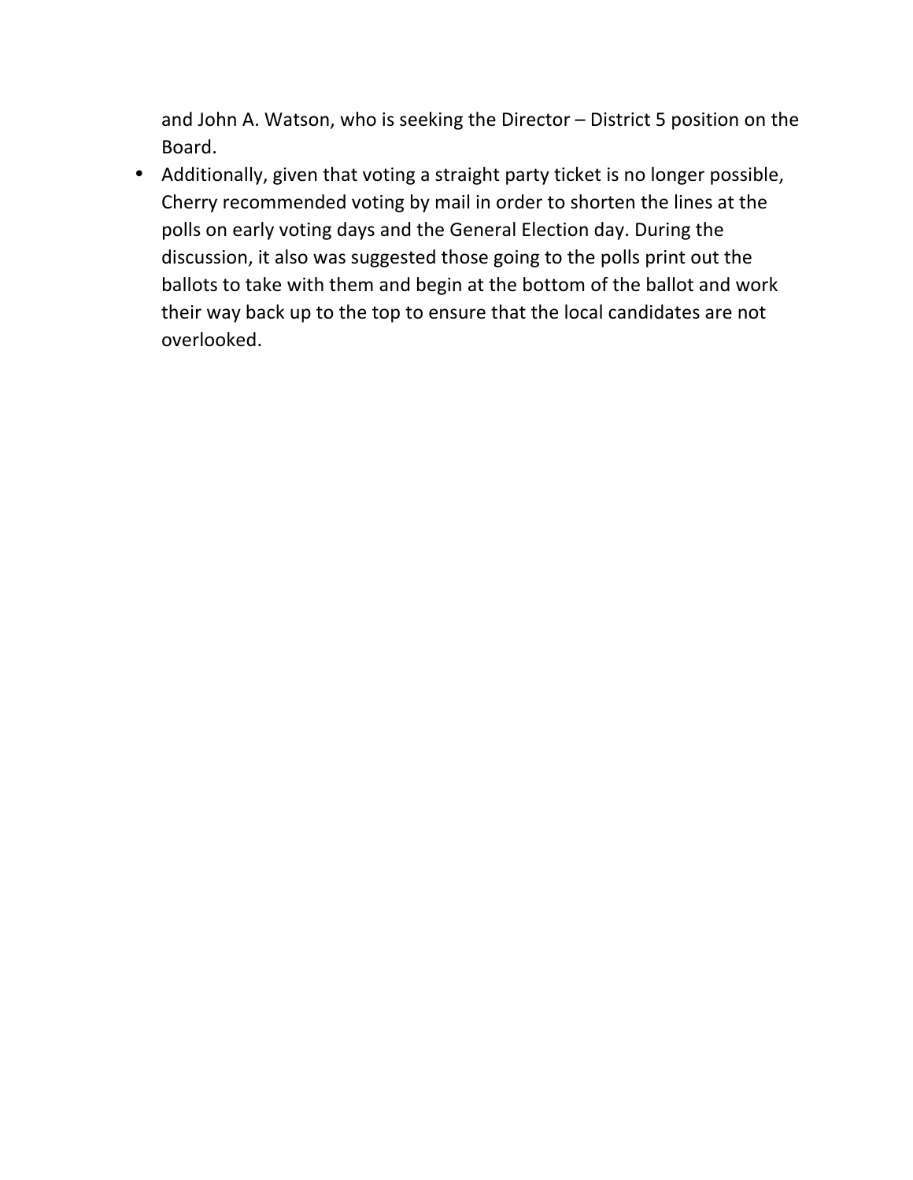and John A. Watson, who is seeking the Director – District 5 position on the Board.

- Additionally, given that voting a straight party ticket is no longer possible, Cherry recommended voting by mail in order to shorten the lines at the polls on early voting days and the General Election day. During the discussion, it also was suggested those going to the polls print out the ballots to take with them and begin at the bottom of the ballot and work their way back up to the top to ensure that the local candidates are not overlooked.